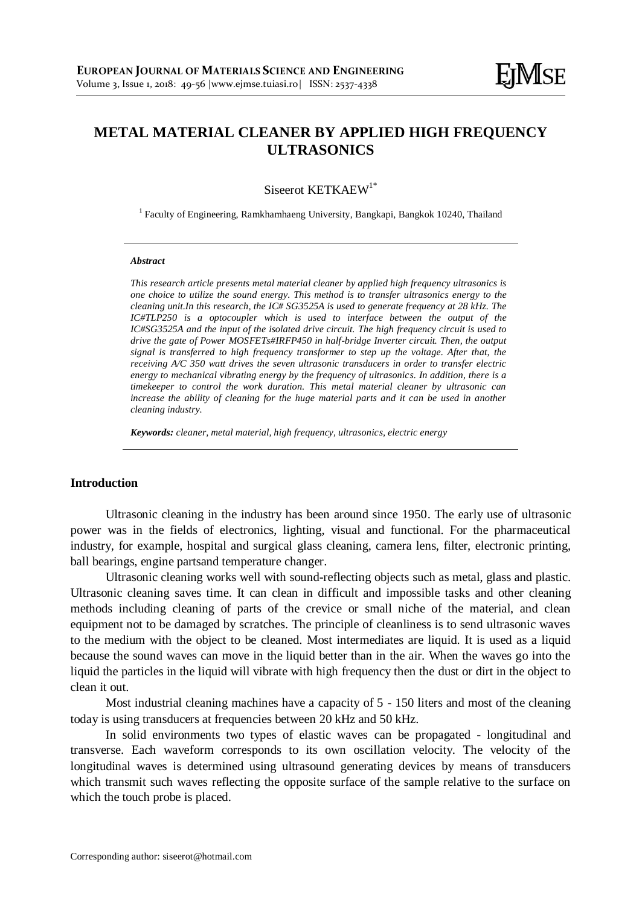# METAL MATERIAL CLEANER BY APPLIED HIGH FREQUENCY ULTRASONICS

Siseerot KETKAEW[1*]

[1] Faculty of Engineering, Ramkhamhaeng University, Bangkapi, Bangkok 10240, Thailand

***Abstract***

*This research article presents metal material cleaner by applied high frequency ultrasonics is one choice to utilize the sound energy. This method is to transfer ultrasonics energy to the cleaning unit.In this research, the IC# SG3525A is used to generate frequency at 28 kHz. The IC#TLP250 is a optocoupler which is used to interface between the output of the IC#SG3525A and the input of the isolated drive circuit. The high frequency circuit is used to drive the gate of Power MOSFETs#IRFP450 in half-bridge Inverter circuit. Then, the output signal is transferred to high frequency transformer to step up the voltage. After that, the receiving A/C 350 watt drives the seven ultrasonic transducers in order to transfer electric energy to mechanical vibrating energy by the frequency of ultrasonics. In addition, there is a timekeeper to control the work duration. This metal material cleaner by ultrasonic can increase the ability of cleaning for the huge material parts and it can be used in another cleaning industry.*

***Keywords:*** *cleaner, metal material, high frequency, ultrasonics, electric energy*

## Introduction

Ultrasonic cleaning in the industry has been around since 1950. The early use of ultrasonic power was in the fields of electronics, lighting, visual and functional. For the pharmaceutical industry, for example, hospital and surgical glass cleaning, camera lens, filter, electronic printing, ball bearings, engine partsand temperature changer.

Ultrasonic cleaning works well with sound-reflecting objects such as metal, glass and plastic. Ultrasonic cleaning saves time. It can clean in difficult and impossible tasks and other cleaning methods including cleaning of parts of the crevice or small niche of the material, and clean equipment not to be damaged by scratches. The principle of cleanliness is to send ultrasonic waves to the medium with the object to be cleaned. Most intermediates are liquid. It is used as a liquid because the sound waves can move in the liquid better than in the air. When the waves go into the liquid the particles in the liquid will vibrate with high frequency then the dust or dirt in the object to clean it out.

Most industrial cleaning machines have a capacity of 5 - 150 liters and most of the cleaning today is using transducers at frequencies between 20 kHz and 50 kHz.

In solid environments two types of elastic waves can be propagated - longitudinal and transverse. Each waveform corresponds to its own oscillation velocity. The velocity of the longitudinal waves is determined using ultrasound generating devices by means of transducers which transmit such waves reflecting the opposite surface of the sample relative to the surface on which the touch probe is placed.

Corresponding author: siseerot@hotmail.com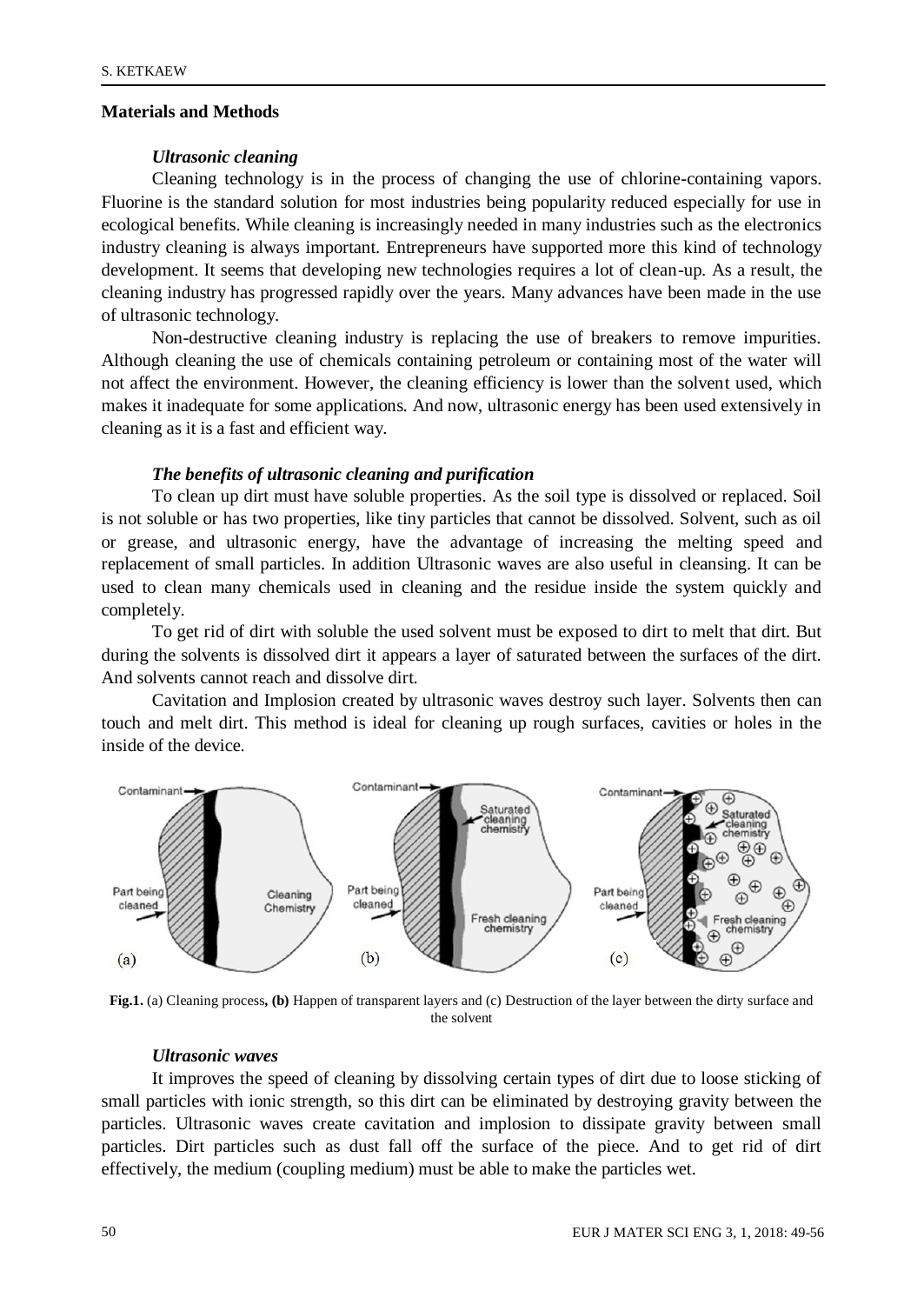## Materials and Methods

### *Ultrasonic cleaning*

Cleaning technology is in the process of changing the use of chlorine-containing vapors. Fluorine is the standard solution for most industries being popularity reduced especially for use in ecological benefits. While cleaning is increasingly needed in many industries such as the electronics industry cleaning is always important. Entrepreneurs have supported more this kind of technology development. It seems that developing new technologies requires a lot of clean-up. As a result, the cleaning industry has progressed rapidly over the years. Many advances have been made in the use of ultrasonic technology.

Non-destructive cleaning industry is replacing the use of breakers to remove impurities. Although cleaning the use of chemicals containing petroleum or containing most of the water will not affect the environment. However, the cleaning efficiency is lower than the solvent used, which makes it inadequate for some applications. And now, ultrasonic energy has been used extensively in cleaning as it is a fast and efficient way.

### *The benefits of ultrasonic cleaning and purification*

To clean up dirt must have soluble properties. As the soil type is dissolved or replaced. Soil is not soluble or has two properties, like tiny particles that cannot be dissolved. Solvent, such as oil or grease, and ultrasonic energy, have the advantage of increasing the melting speed and replacement of small particles. In addition Ultrasonic waves are also useful in cleansing. It can be used to clean many chemicals used in cleaning and the residue inside the system quickly and completely.

To get rid of dirt with soluble the used solvent must be exposed to dirt to melt that dirt. But during the solvents is dissolved dirt it appears a layer of saturated between the surfaces of the dirt. And solvents cannot reach and dissolve dirt.

Cavitation and Implosion created by ultrasonic waves destroy such layer. Solvents then can touch and melt dirt. This method is ideal for cleaning up rough surfaces, cavities or holes in the inside of the device.

**Fig.1.** (a) Cleaning process**, (b)** Happen of transparent layers and (c) Destruction of the layer between the dirty surface and the solvent

### *Ultrasonic waves*

It improves the speed of cleaning by dissolving certain types of dirt due to loose sticking of small particles with ionic strength, so this dirt can be eliminated by destroying gravity between the particles. Ultrasonic waves create cavitation and implosion to dissipate gravity between small particles. Dirt particles such as dust fall off the surface of the piece. And to get rid of dirt effectively, the medium (coupling medium) must be able to make the particles wet.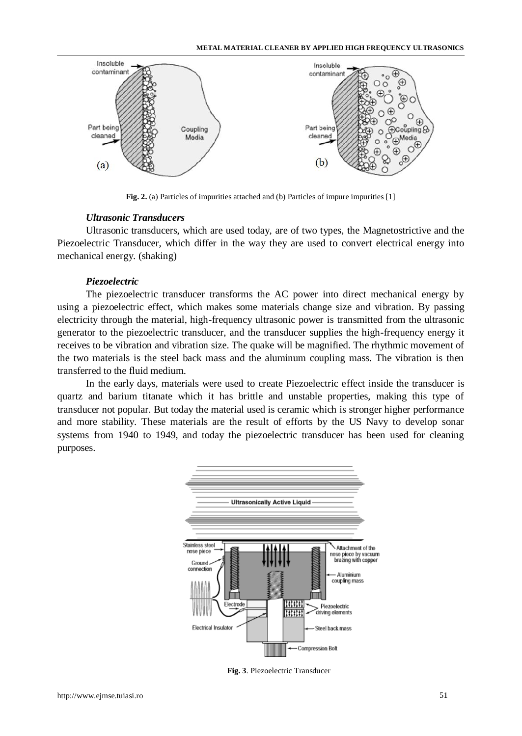**Fig. 2.** (a) Particles of impurities attached and (b) Particles of impure impurities [1]

### *Ultrasonic Transducers*

Ultrasonic transducers, which are used today, are of two types, the Magnetostrictive and the Piezoelectric Transducer, which differ in the way they are used to convert electrical energy into mechanical energy. (shaking)

### *Piezoelectric*

The piezoelectric transducer transforms the AC power into direct mechanical energy by using a piezoelectric effect, which makes some materials change size and vibration. By passing electricity through the material, high-frequency ultrasonic power is transmitted from the ultrasonic generator to the piezoelectric transducer, and the transducer supplies the high-frequency energy it receives to be vibration and vibration size. The quake will be magnified. The rhythmic movement of the two materials is the steel back mass and the aluminum coupling mass. The vibration is then transferred to the fluid medium.

In the early days, materials were used to create Piezoelectric effect inside the transducer is quartz and barium titanate which it has brittle and unstable properties, making this type of transducer not popular. But today the material used is ceramic which is stronger higher performance and more stability. These materials are the result of efforts by the US Navy to develop sonar systems from 1940 to 1949, and today the piezoelectric transducer has been used for cleaning purposes.

**Fig. 3**. Piezoelectric Transducer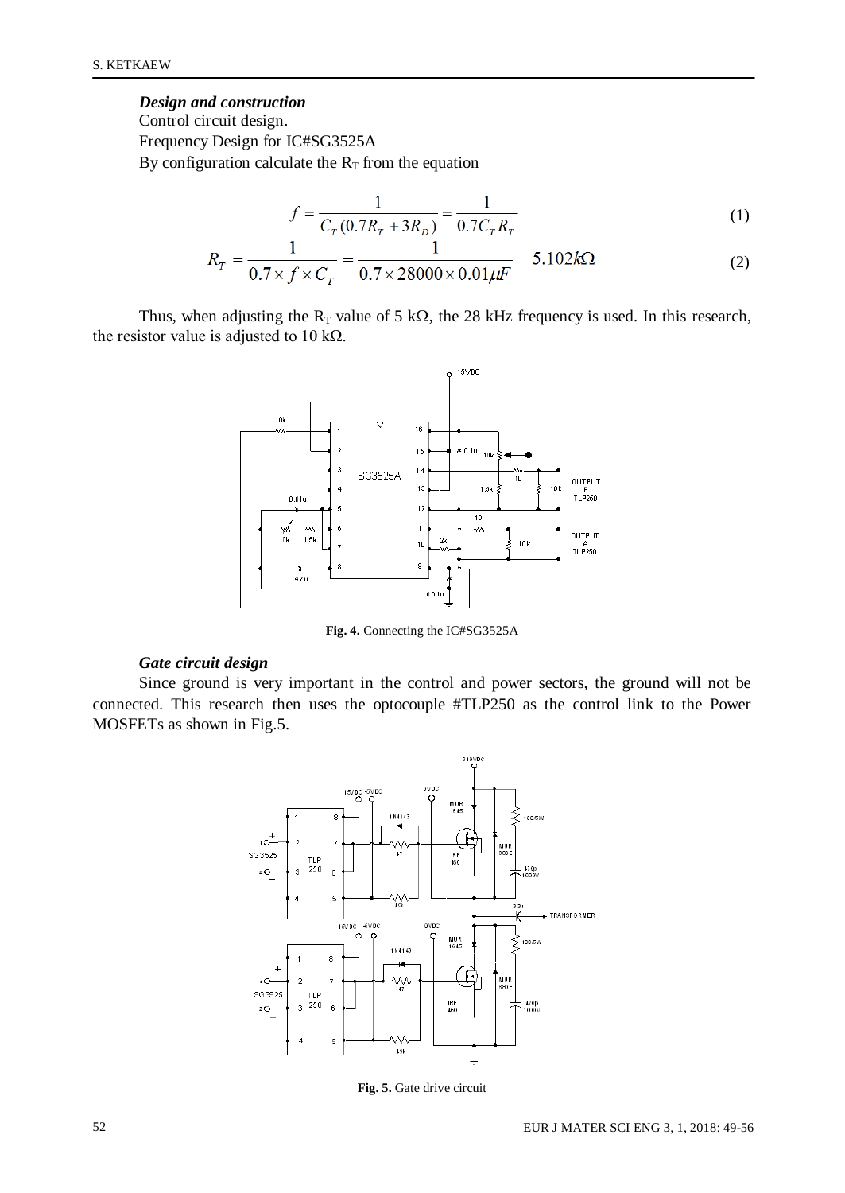***Design and construction***

Control circuit design.

Frequency Design for IC#SG3525A

By configuration calculate the $R_T$ from the equation

$$f = \frac{1}{C_T(0.7R_T + 3R_D)} = \frac{1}{0.7C_T R_T} \tag{1}$$

$$R_T = \frac{1}{0.7 \times f \times C_T} = \frac{1}{0.7 \times 28000 \times 0.01\mu F} = 5.102k\Omega \tag{2}$$

Thus, when adjusting the $R_T$ value of 5 kΩ, the 28 kHz frequency is used. In this research, the resistor value is adjusted to 10 kΩ.

**Fig. 4.** Connecting the IC#SG3525A

***Gate circuit design***

Since ground is very important in the control and power sectors, the ground will not be connected. This research then uses the optocouple #TLP250 as the control link to the Power MOSFETs as shown in Fig.5.

**Fig. 5.** Gate drive circuit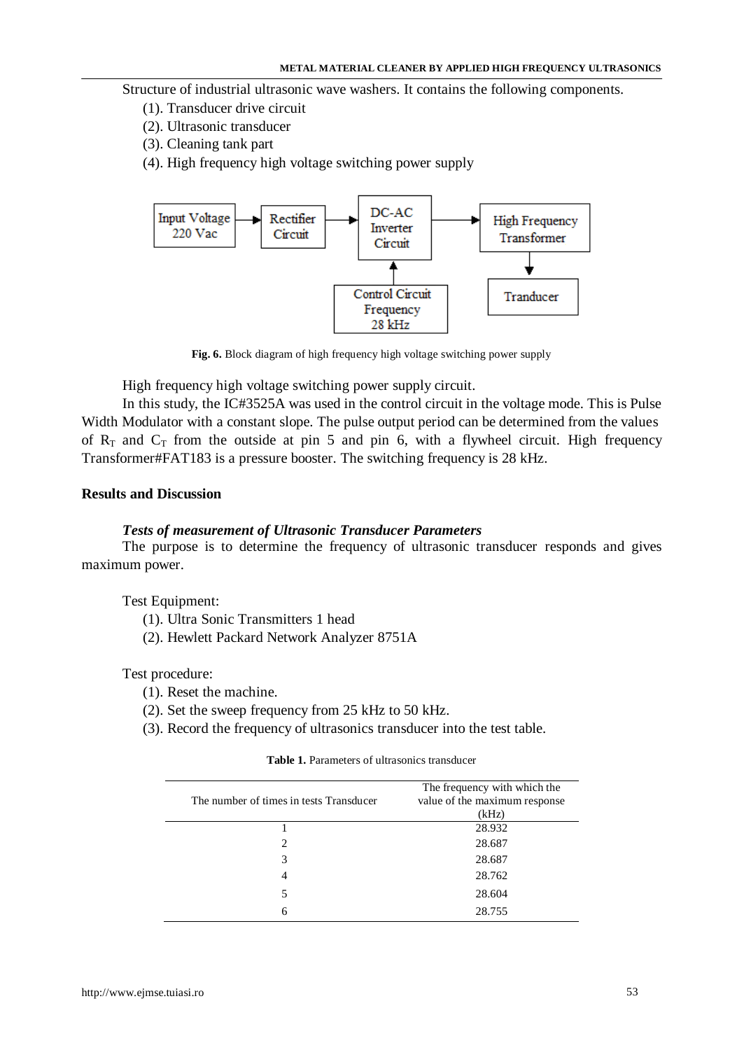Structure of industrial ultrasonic wave washers. It contains the following components.

(1). Transducer drive circuit
(2). Ultrasonic transducer
(3). Cleaning tank part
(4). High frequency high voltage switching power supply

**Fig. 6.** Block diagram of high frequency high voltage switching power supply

High frequency high voltage switching power supply circuit.

In this study, the IC#3525A was used in the control circuit in the voltage mode. This is Pulse Width Modulator with a constant slope. The pulse output period can be determined from the values of $R_T$ and $C_T$ from the outside at pin 5 and pin 6, with a flywheel circuit. High frequency Transformer#FAT183 is a pressure booster. The switching frequency is 28 kHz.

## Results and Discussion

### *Tests of measurement of Ultrasonic Transducer Parameters*

The purpose is to determine the frequency of ultrasonic transducer responds and gives maximum power.

Test Equipment:

(1). Ultra Sonic Transmitters 1 head
(2). Hewlett Packard Network Analyzer 8751A

Test procedure:

(1). Reset the machine.
(2). Set the sweep frequency from 25 kHz to 50 kHz.
(3). Record the frequency of ultrasonics transducer into the test table.

**Table 1.** Parameters of ultrasonics transducer

| The number of times in tests Transducer | The frequency with which the value of the maximum response (kHz) |
|---|---|
| 1 | 28.932 |
| 2 | 28.687 |
| 3 | 28.687 |
| 4 | 28.762 |
| 5 | 28.604 |
| 6 | 28.755 |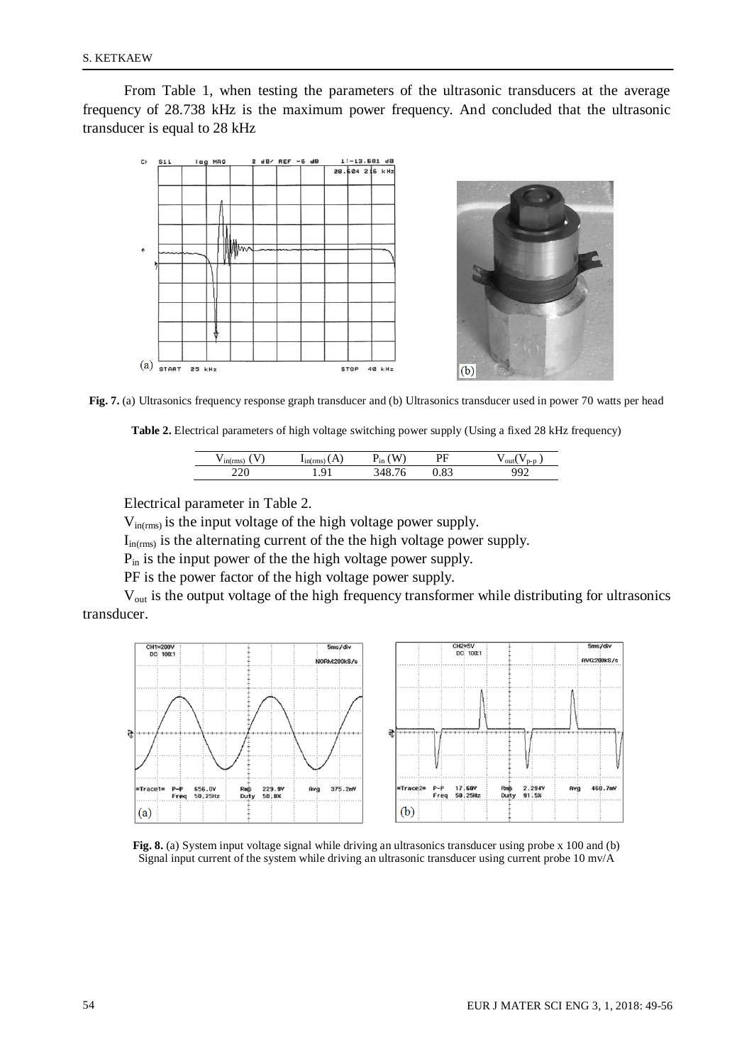From Table 1, when testing the parameters of the ultrasonic transducers at the average frequency of 28.738 kHz is the maximum power frequency. And concluded that the ultrasonic transducer is equal to 28 kHz

**Fig. 7.** (a) Ultrasonics frequency response graph transducer and (b) Ultrasonics transducer used in power 70 watts per head

**Table 2.** Electrical parameters of high voltage switching power supply (Using a fixed 28 kHz frequency)

| $V_{in(rms)}$ (V) | $I_{in(rms)}$ (A) | $P_{in}$ (W) | PF | $V_{out}(V_{p-p})$ |
|---|---|---|---|---|
| 220 | 1.91 | 348.76 | 0.83 | 992 |

Electrical parameter in Table 2.

$V_{in(rms)}$ is the input voltage of the high voltage power supply.

$I_{in(rms)}$ is the alternating current of the the high voltage power supply.

$P_{in}$ is the input power of the the high voltage power supply.

PF is the power factor of the high voltage power supply.

$V_{out}$ is the output voltage of the high frequency transformer while distributing for ultrasonics transducer.

**Fig. 8.** (a) System input voltage signal while driving an ultrasonics transducer using probe x 100 and (b) Signal input current of the system while driving an ultrasonic transducer using current probe 10 mv/A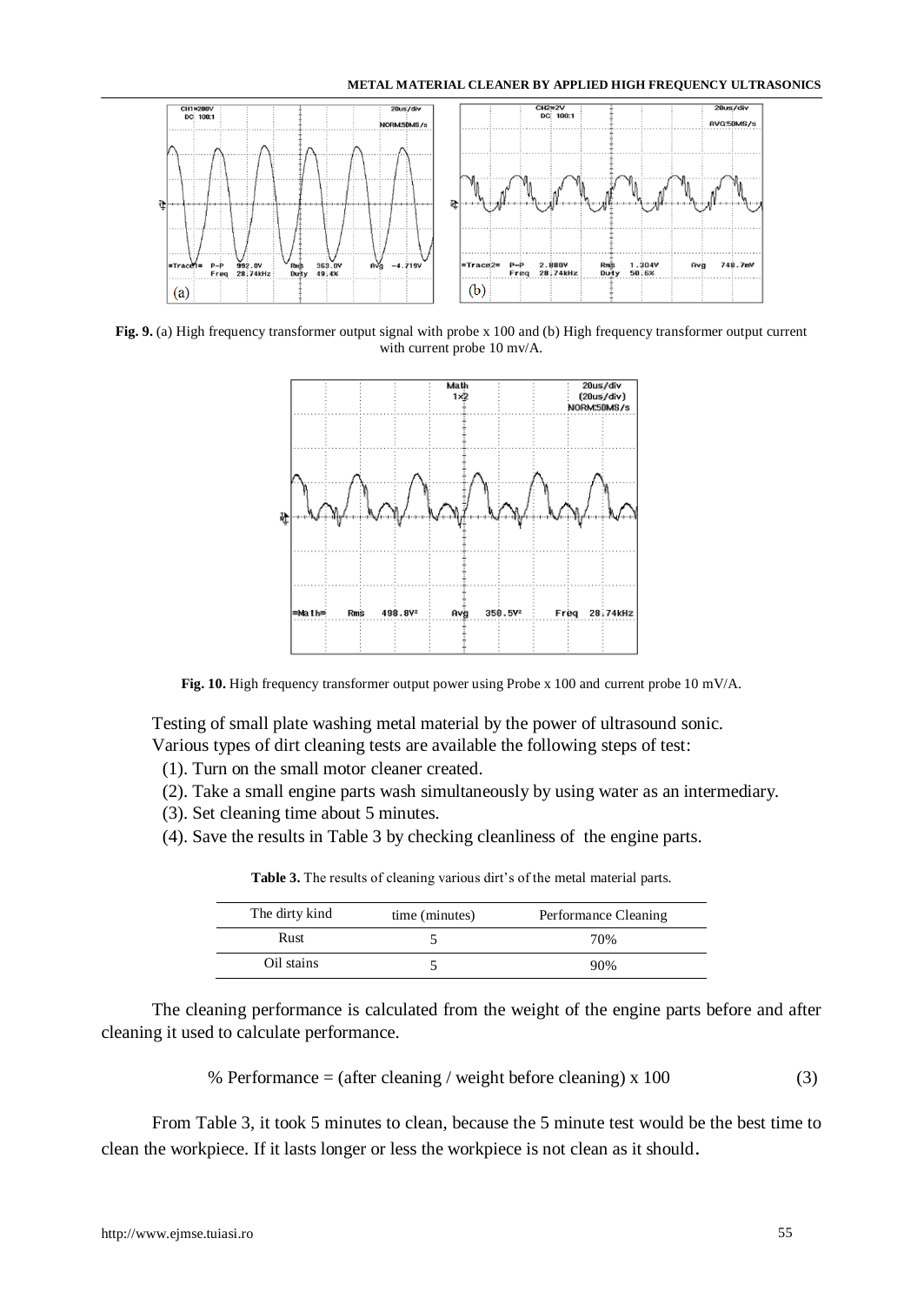**Fig. 9.** (a) High frequency transformer output signal with probe x 100 and (b) High frequency transformer output current with current probe 10 mv/A.

**Fig. 10.** High frequency transformer output power using Probe x 100 and current probe 10 mV/A.

Testing of small plate washing metal material by the power of ultrasound sonic.
Various types of dirt cleaning tests are available the following steps of test:

(1). Turn on the small motor cleaner created.
(2). Take a small engine parts wash simultaneously by using water as an intermediary.
(3). Set cleaning time about 5 minutes.
(4). Save the results in Table 3 by checking cleanliness of the engine parts.

**Table 3.** The results of cleaning various dirt's of the metal material parts.

| The dirty kind | time (minutes) | Performance Cleaning |
|---|---|---|
| Rust | 5 | 70% |
| Oil stains | 5 | 90% |

The cleaning performance is calculated from the weight of the engine parts before and after cleaning it used to calculate performance.

$$\% \text{ Performance} = (\text{after cleaning} / \text{weight before cleaning}) \times 100 \tag{3}$$

From Table 3, it took 5 minutes to clean, because the 5 minute test would be the best time to clean the workpiece. If it lasts longer or less the workpiece is not clean as it should.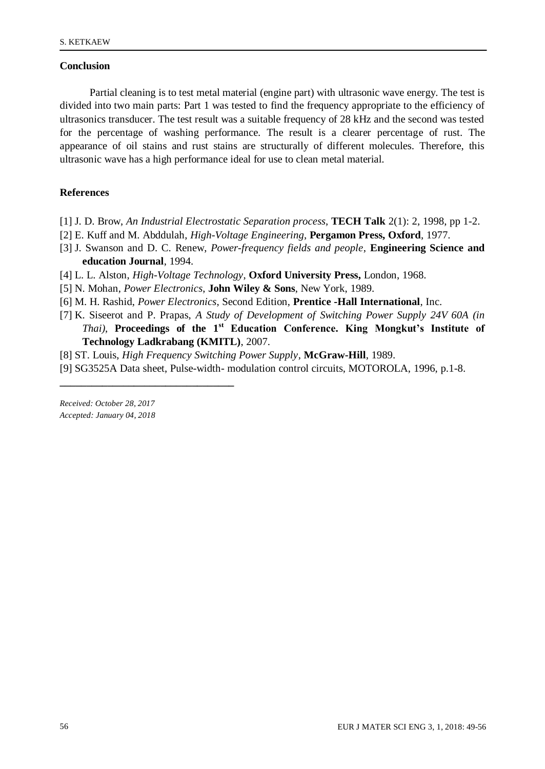## Conclusion

Partial cleaning is to test metal material (engine part) with ultrasonic wave energy. The test is divided into two main parts: Part 1 was tested to find the frequency appropriate to the efficiency of ultrasonics transducer. The test result was a suitable frequency of 28 kHz and the second was tested for the percentage of washing performance. The result is a clearer percentage of rust. The appearance of oil stains and rust stains are structurally of different molecules. Therefore, this ultrasonic wave has a high performance ideal for use to clean metal material.

## References

[1] J. D. Brow, *An Industrial Electrostatic Separation process*, **TECH Talk** 2(1): 2, 1998, pp 1-2.

[2] E. Kuff and M. Abddulah, *High-Voltage Engineering*, **Pergamon Press, Oxford**, 1977.

[3] J. Swanson and D. C. Renew, *Power-frequency fields and people*, **Engineering Science and education Journal**, 1994.

[4] L. L. Alston, *High-Voltage Technology*, **Oxford University Press,** London, 1968.

[5] N. Mohan, *Power Electronics*, **John Wiley & Sons**, New York, 1989.

[6] M. H. Rashid, *Power Electronics*, Second Edition, **Prentice -Hall International**, Inc.

[7] K. Siseerot and P. Prapas, *A Study of Development of Switching Power Supply 24V 60A (in Thai)*, **Proceedings of the 1st Education Conference. King Mongkut's Institute of Technology Ladkrabang (KMITL)**, 2007.

[8] ST. Louis, *High Frequency Switching Power Supply*, **McGraw-Hill**, 1989.

[9] SG3525A Data sheet, Pulse-width- modulation control circuits, MOTOROLA, 1996, p.1-8.

---

*Received: October 28, 2017*
*Accepted: January 04, 2018*